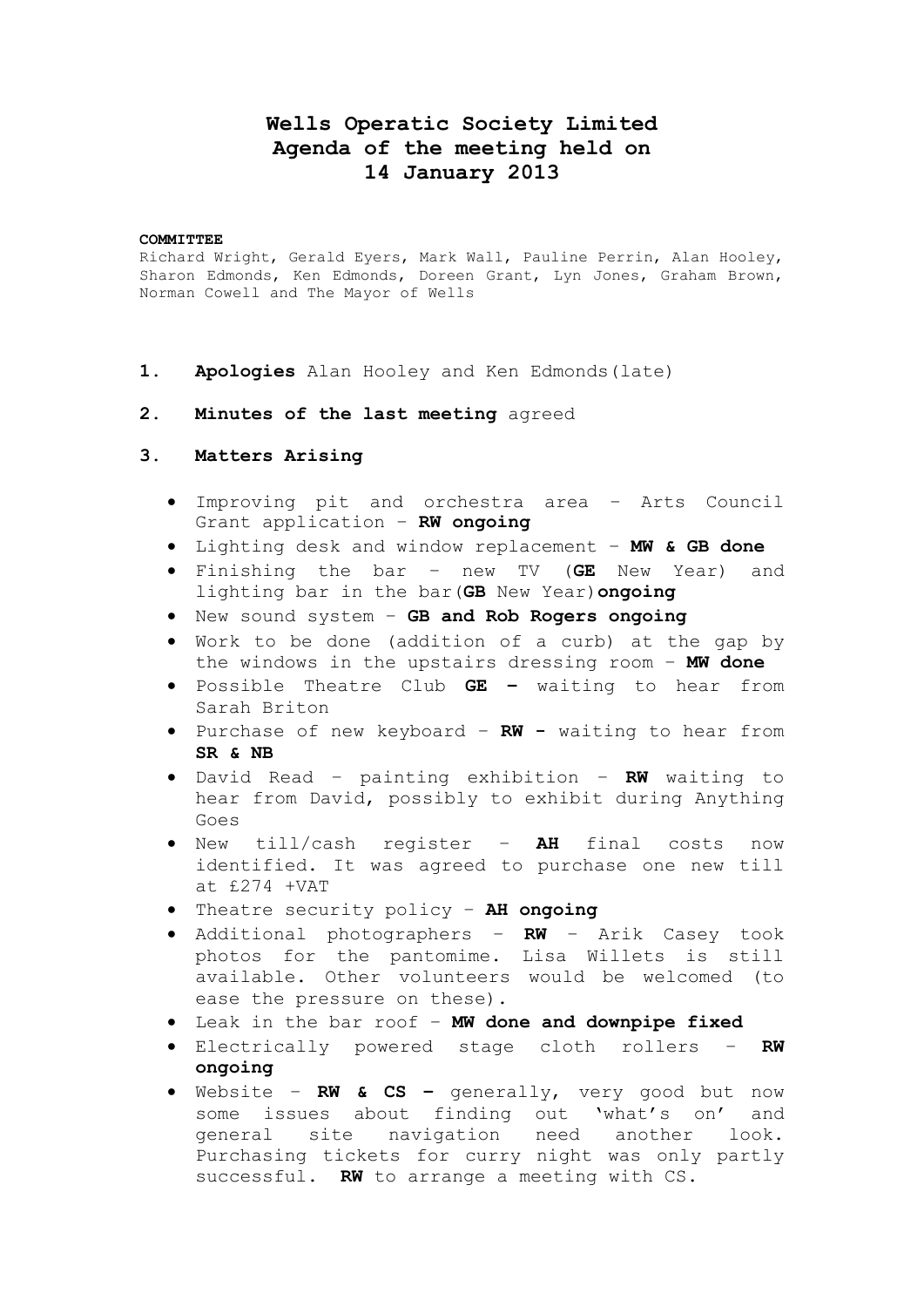# Wells Operatic Society Limited
# Agenda of the meeting held on
# 14 January 2013

**COMMITTEE**

Richard Wright, Gerald Eyers, Mark Wall, Pauline Perrin, Alan Hooley, Sharon Edmonds, Ken Edmonds, Doreen Grant, Lyn Jones, Graham Brown, Norman Cowell and The Mayor of Wells

1. **Apologies** Alan Hooley and Ken Edmonds(late)

2. **Minutes of the last meeting** agreed

3. **Matters Arising**

- Improving pit and orchestra area – Arts Council Grant application – **RW ongoing**
- Lighting desk and window replacement – **MW & GB done**
- Finishing the bar – new TV (**GE** New Year) and lighting bar in the bar(**GB** New Year)**ongoing**
- New sound system – **GB and Rob Rogers ongoing**
- Work to be done (addition of a curb) at the gap by the windows in the upstairs dressing room – **MW done**
- Possible Theatre Club **GE –** waiting to hear from Sarah Briton
- Purchase of new keyboard – **RW -** waiting to hear from **SR & NB**
- David Read – painting exhibition – **RW** waiting to hear from David, possibly to exhibit during Anything Goes
- New till/cash register – **AH** final costs now identified. It was agreed to purchase one new till at £274 +VAT
- Theatre security policy – **AH ongoing**
- Additional photographers – **RW** – Arik Casey took photos for the pantomime. Lisa Willets is still available. Other volunteers would be welcomed (to ease the pressure on these).
- Leak in the bar roof – **MW done and downpipe fixed**
- Electrically powered stage cloth rollers – **RW ongoing**
- Website – **RW & CS –** generally, very good but now some issues about finding out 'what's on' and general site navigation need another look. Purchasing tickets for curry night was only partly successful. **RW** to arrange a meeting with CS.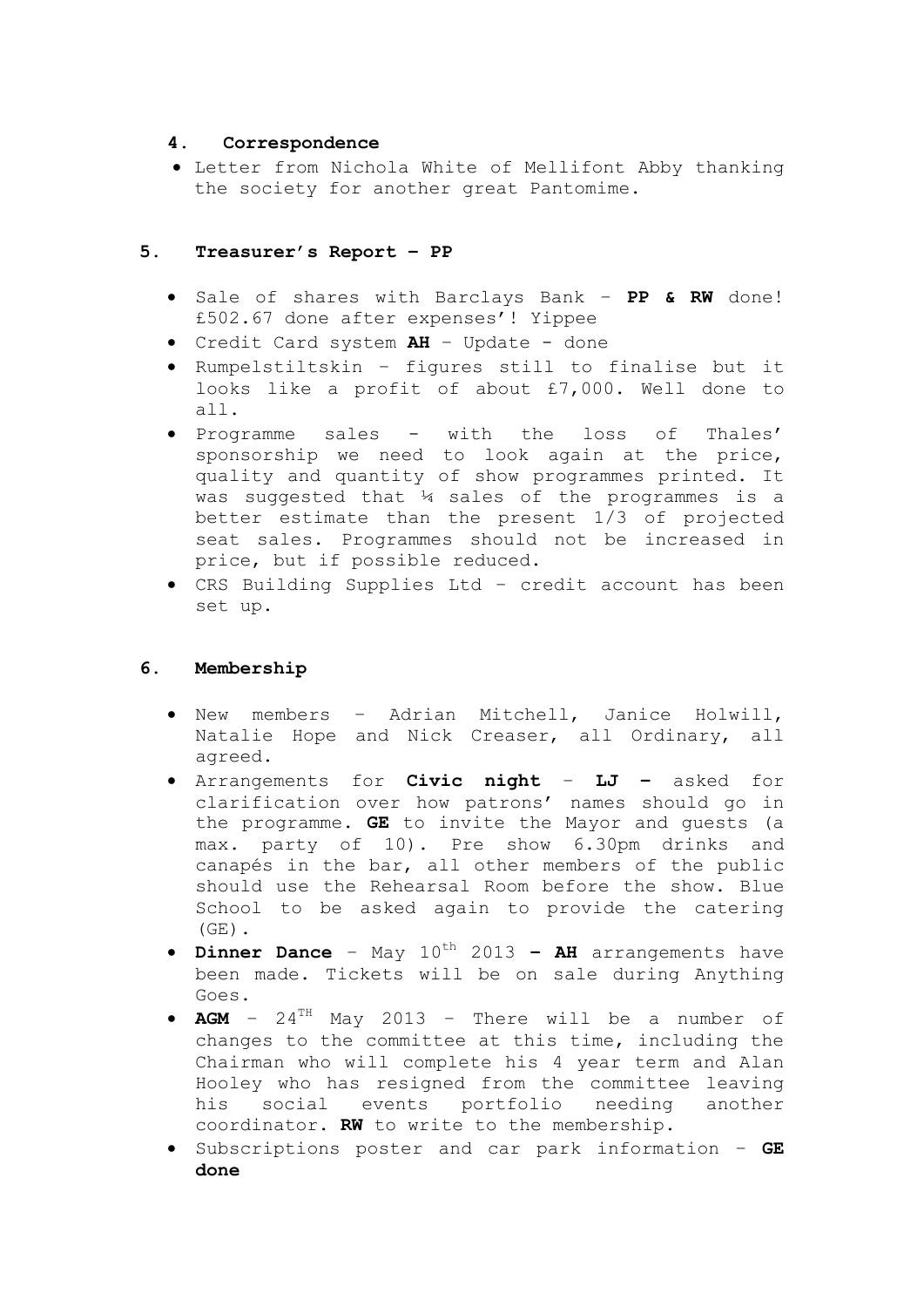## 4. Correspondence

- Letter from Nichola White of Mellifont Abby thanking the society for another great Pantomime.

## 5. Treasurer's Report – PP

- Sale of shares with Barclays Bank – **PP & RW** done! £502.67 done after expenses'! Yippee
- Credit Card system **AH** – Update - done
- Rumpelstiltskin – figures still to finalise but it looks like a profit of about £7,000. Well done to all.
- Programme sales - with the loss of Thales' sponsorship we need to look again at the price, quality and quantity of show programmes printed. It was suggested that ¼ sales of the programmes is a better estimate than the present 1/3 of projected seat sales. Programmes should not be increased in price, but if possible reduced.
- CRS Building Supplies Ltd – credit account has been set up.

## 6. Membership

- New members – Adrian Mitchell, Janice Holwill, Natalie Hope and Nick Creaser, all Ordinary, all agreed.
- Arrangements for **Civic night** – **LJ –** asked for clarification over how patrons' names should go in the programme. **GE** to invite the Mayor and guests (a max. party of 10). Pre show 6.30pm drinks and canapés in the bar, all other members of the public should use the Rehearsal Room before the show. Blue School to be asked again to provide the catering (GE).
- **Dinner Dance** – May 10th 2013 **– AH** arrangements have been made. Tickets will be on sale during Anything Goes.
- **AGM** – 24TH May 2013 – There will be a number of changes to the committee at this time, including the Chairman who will complete his 4 year term and Alan Hooley who has resigned from the committee leaving his social events portfolio needing another coordinator. **RW** to write to the membership.
- Subscriptions poster and car park information – **GE done**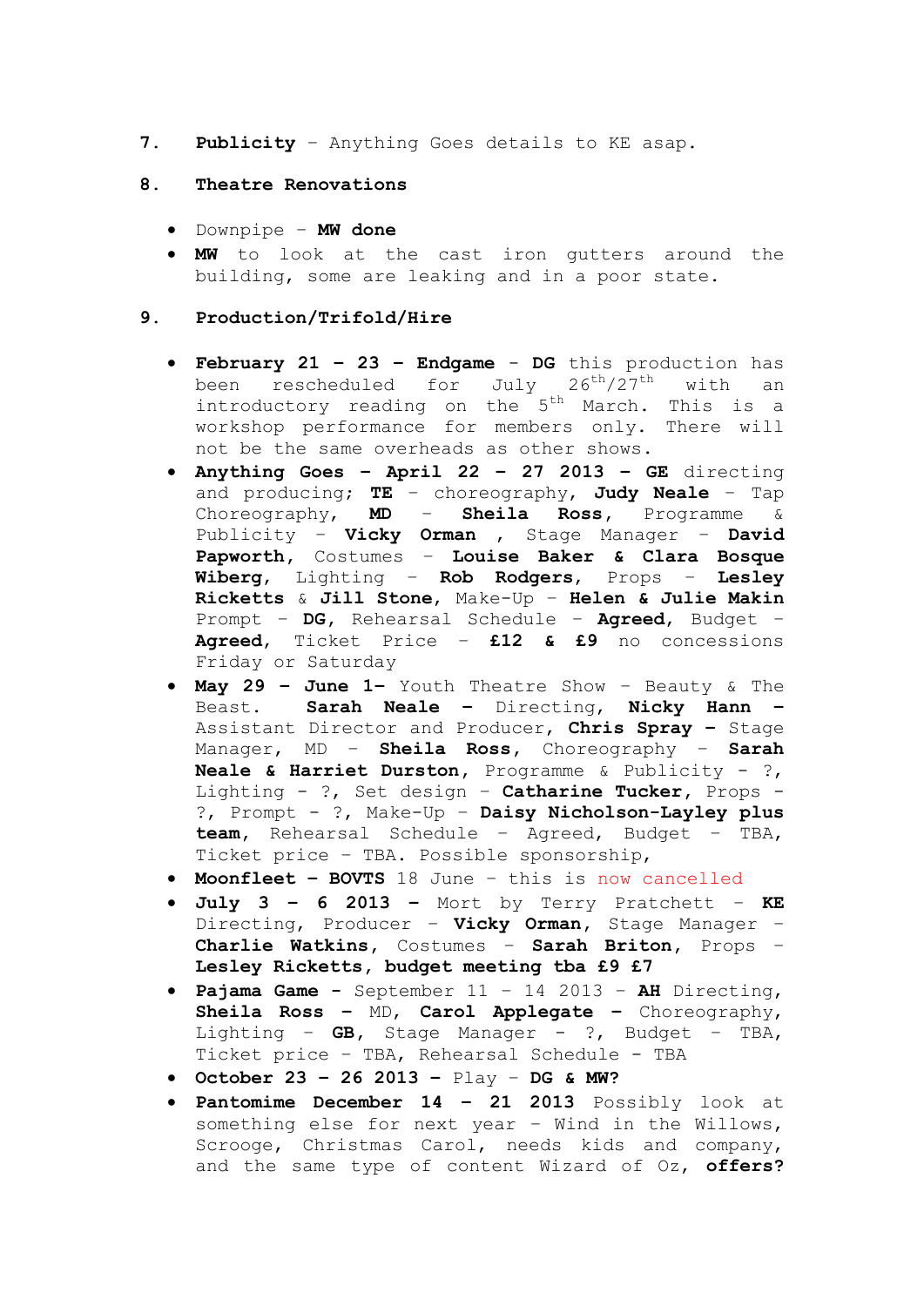7. **Publicity** – Anything Goes details to KE asap.

8. **Theatre Renovations**

- Downpipe – **MW done**
- **MW** to look at the cast iron gutters around the building, some are leaking and in a poor state.

9. **Production/Trifold/Hire**

- **February 21 – 23 – Endgame** – **DG** this production has been rescheduled for July 26th/27th with an introductory reading on the 5th March. This is a workshop performance for members only. There will not be the same overheads as other shows.
- **Anything Goes – April 22 – 27 2013 – GE** directing and producing; **TE** – choreography, **Judy Neale** – Tap Choreography, **MD** – **Sheila Ross**, Programme & Publicity – **Vicky Orman** , Stage Manager – **David Papworth**, Costumes – **Louise Baker & Clara Bosque Wiberg**, Lighting – **Rob Rodgers**, Props – **Lesley Ricketts** & **Jill Stone**, Make-Up – **Helen & Julie Makin** Prompt – **DG**, Rehearsal Schedule – **Agreed**, Budget – **Agreed**, Ticket Price – **£12 & £9** no concessions Friday or Saturday
- **May 29 – June 1–** Youth Theatre Show – Beauty & The Beast. **Sarah Neale –** Directing, **Nicky Hann –** Assistant Director and Producer, **Chris Spray –** Stage Manager, MD – **Sheila Ross**, Choreography – **Sarah Neale & Harriet Durston**, Programme & Publicity - ?, Lighting - ?, Set design – **Catharine Tucker**, Props - ?, Prompt - ?, Make-Up – **Daisy Nicholson-Layley plus team**, Rehearsal Schedule – Agreed, Budget – TBA, Ticket price – TBA. Possible sponsorship,
- **Moonfleet – BOVTS** 18 June – this is now cancelled
- **July 3 – 6 2013 –** Mort by Terry Pratchett – **KE** Directing, Producer – **Vicky Orman**, Stage Manager – **Charlie Watkins**, Costumes – **Sarah Briton**, Props – **Lesley Ricketts, budget meeting tba £9 £7**
- **Pajama Game -** September 11 – 14 2013 – **AH** Directing, **Sheila Ross –** MD, **Carol Applegate –** Choreography, Lighting – **GB**, Stage Manager - ?, Budget – TBA, Ticket price – TBA, Rehearsal Schedule - TBA
- **October 23 – 26 2013 –** Play – **DG & MW?**
- **Pantomime December 14 – 21 2013** Possibly look at something else for next year – Wind in the Willows, Scrooge, Christmas Carol, needs kids and company, and the same type of content Wizard of Oz, **offers?**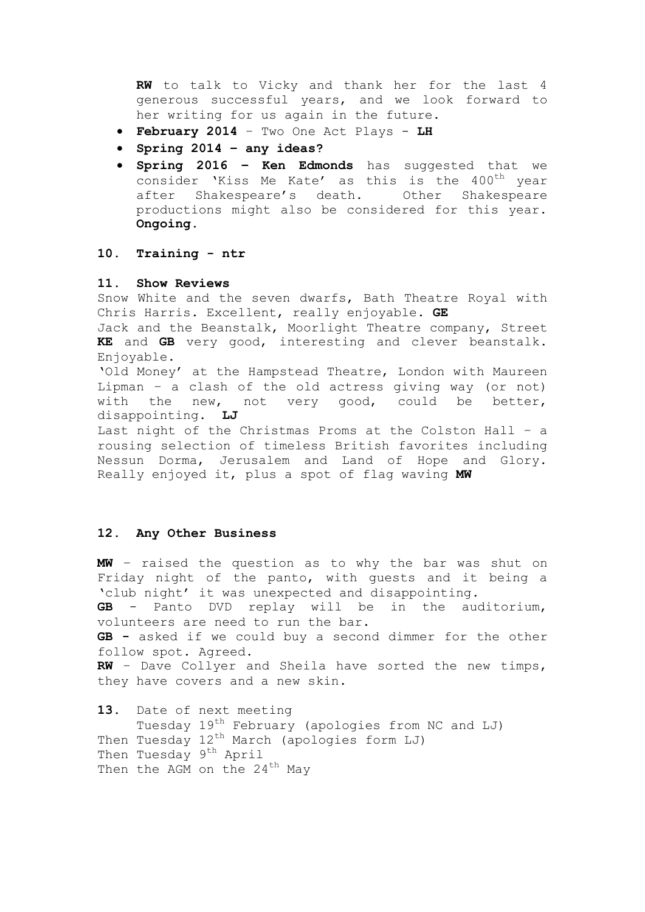**RW** to talk to Vicky and thank her for the last 4 generous successful years, and we look forward to her writing for us again in the future.

- **February 2014** – Two One Act Plays - **LH**
- **Spring 2014 – any ideas?**
- **Spring 2016 – Ken Edmonds** has suggested that we consider 'Kiss Me Kate' as this is the 400th year after Shakespeare's death. Other Shakespeare productions might also be considered for this year. **Ongoing.**

## 10. Training - ntr

## 11. Show Reviews

Snow White and the seven dwarfs, Bath Theatre Royal with Chris Harris. Excellent, really enjoyable. **GE**

Jack and the Beanstalk, Moorlight Theatre company, Street **KE** and **GB** very good, interesting and clever beanstalk. Enjoyable.

'Old Money' at the Hampstead Theatre, London with Maureen Lipman – a clash of the old actress giving way (or not) with the new, not very good, could be better, disappointing. **LJ**

Last night of the Christmas Proms at the Colston Hall – a rousing selection of timeless British favorites including Nessun Dorma, Jerusalem and Land of Hope and Glory. Really enjoyed it, plus a spot of flag waving **MW**

## 12. Any Other Business

**MW** – raised the question as to why the bar was shut on Friday night of the panto, with guests and it being a 'club night' it was unexpected and disappointing.

**GB** - Panto DVD replay will be in the auditorium, volunteers are need to run the bar.

**GB -** asked if we could buy a second dimmer for the other follow spot. Agreed.

**RW** – Dave Collyer and Sheila have sorted the new timps, they have covers and a new skin.

**13.** Date of next meeting

Tuesday 19th February (apologies from NC and LJ)

Then Tuesday 12th March (apologies form LJ)

Then Tuesday 9th April

Then the AGM on the 24th May